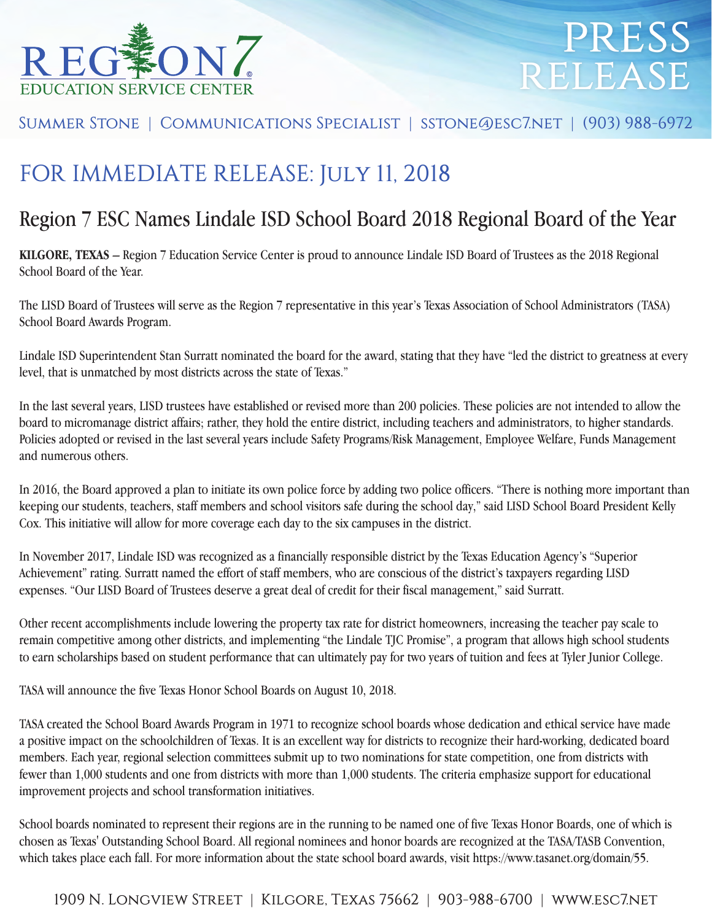REGION 7
EDUCATION SERVICE CENTER

PRESS RELEASE

Summer Stone | Communications Specialist | sstone@esc7.net | (903) 988-6972

# FOR IMMEDIATE RELEASE: July 11, 2018

## Region 7 ESC Names Lindale ISD School Board 2018 Regional Board of the Year

**KILGORE, TEXAS** – Region 7 Education Service Center is proud to announce Lindale ISD Board of Trustees as the 2018 Regional School Board of the Year.

The LISD Board of Trustees will serve as the Region 7 representative in this year's Texas Association of School Administrators (TASA) School Board Awards Program.

Lindale ISD Superintendent Stan Surratt nominated the board for the award, stating that they have "led the district to greatness at every level, that is unmatched by most districts across the state of Texas."

In the last several years, LISD trustees have established or revised more than 200 policies. These policies are not intended to allow the board to micromanage district affairs; rather, they hold the entire district, including teachers and administrators, to higher standards. Policies adopted or revised in the last several years include Safety Programs/Risk Management, Employee Welfare, Funds Management and numerous others.

In 2016, the Board approved a plan to initiate its own police force by adding two police officers. "There is nothing more important than keeping our students, teachers, staff members and school visitors safe during the school day," said LISD School Board President Kelly Cox. This initiative will allow for more coverage each day to the six campuses in the district.

In November 2017, Lindale ISD was recognized as a financially responsible district by the Texas Education Agency's "Superior Achievement" rating. Surratt named the effort of staff members, who are conscious of the district's taxpayers regarding LISD expenses. "Our LISD Board of Trustees deserve a great deal of credit for their fiscal management," said Surratt.

Other recent accomplishments include lowering the property tax rate for district homeowners, increasing the teacher pay scale to remain competitive among other districts, and implementing "the Lindale TJC Promise", a program that allows high school students to earn scholarships based on student performance that can ultimately pay for two years of tuition and fees at Tyler Junior College.

TASA will announce the five Texas Honor School Boards on August 10, 2018.

TASA created the School Board Awards Program in 1971 to recognize school boards whose dedication and ethical service have made a positive impact on the schoolchildren of Texas. It is an excellent way for districts to recognize their hard-working, dedicated board members. Each year, regional selection committees submit up to two nominations for state competition, one from districts with fewer than 1,000 students and one from districts with more than 1,000 students. The criteria emphasize support for educational improvement projects and school transformation initiatives.

School boards nominated to represent their regions are in the running to be named one of five Texas Honor Boards, one of which is chosen as Texas' Outstanding School Board. All regional nominees and honor boards are recognized at the TASA/TASB Convention, which takes place each fall. For more information about the state school board awards, visit https://www.tasanet.org/domain/55.

1909 N. Longview Street | Kilgore, Texas 75662 | 903-988-6700 | www.esc7.net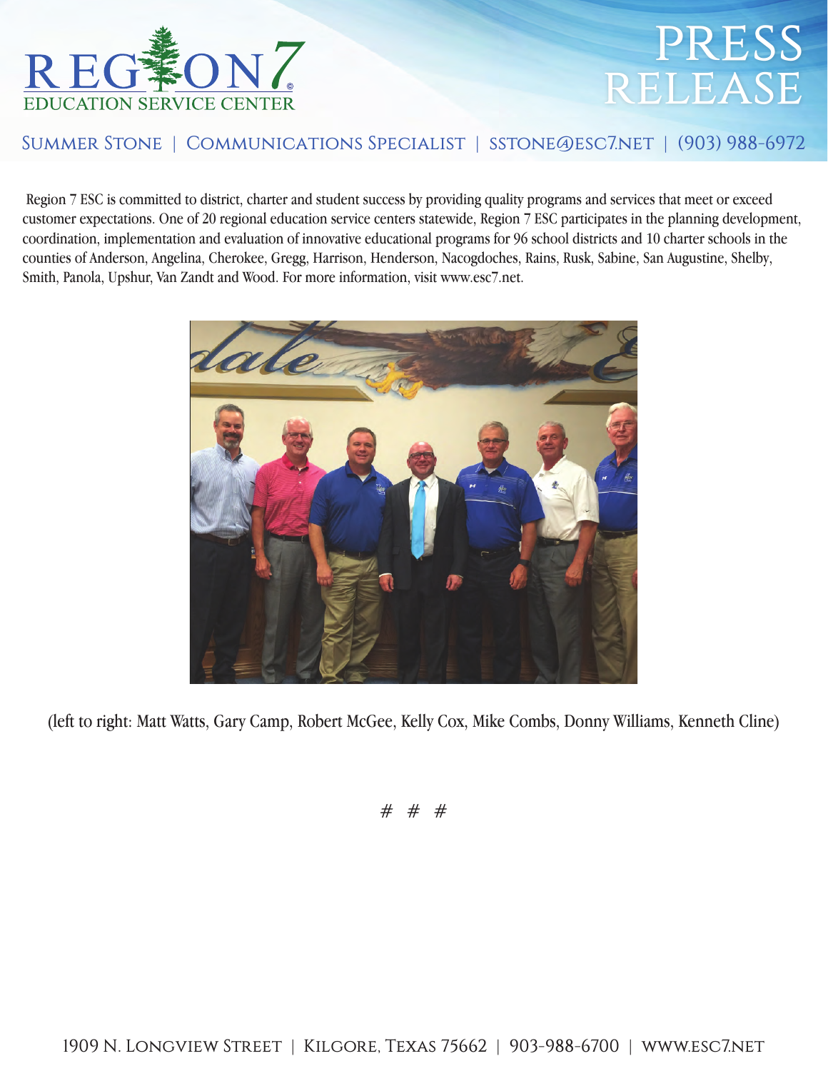# PRESS RELEASE

Summer Stone | Communications Specialist | sstone@esc7.net | (903) 988-6972

Region 7 ESC is committed to district, charter and student success by providing quality programs and services that meet or exceed customer expectations. One of 20 regional education service centers statewide, Region 7 ESC participates in the planning development, coordination, implementation and evaluation of innovative educational programs for 96 school districts and 10 charter schools in the counties of Anderson, Angelina, Cherokee, Gregg, Harrison, Henderson, Nacogdoches, Rains, Rusk, Sabine, San Augustine, Shelby, Smith, Panola, Upshur, Van Zandt and Wood. For more information, visit www.esc7.net.

(left to right: Matt Watts, Gary Camp, Robert McGee, Kelly Cox, Mike Combs, Donny Williams, Kenneth Cline)

# # #

1909 N. Longview Street | Kilgore, Texas 75662 | 903-988-6700 | www.esc7.net